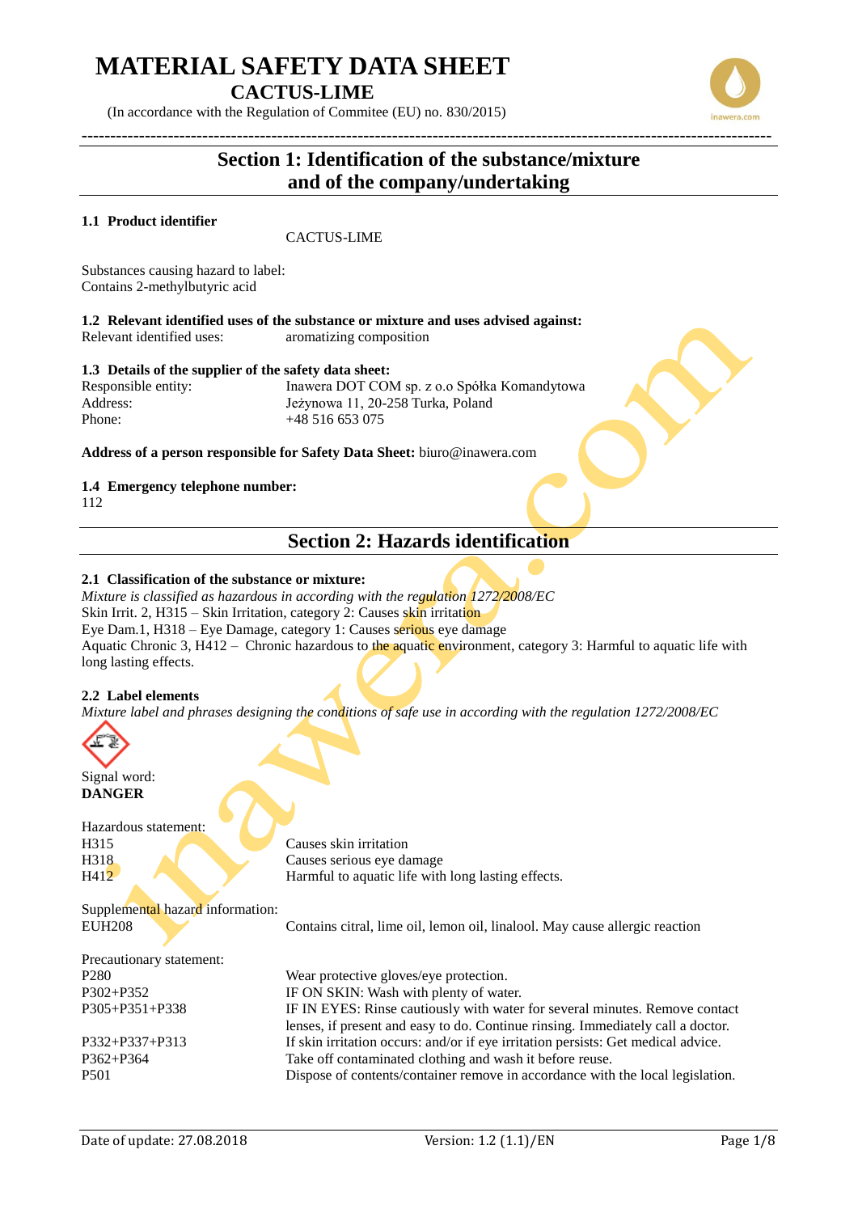# MATERIAL SAFETY DATA SHEET

## CACTUS-LIME

(In accordance with the Regulation of Commitee (EU) no. 830/2015)

## Section 1: Identification of the substance/mixture and of the company/undertaking

### 1.1 Product identifier

CACTUS-LIME

Substances causing hazard to label:
Contains 2-methylbutyric acid

### 1.2 Relevant identified uses of the substance or mixture and uses advised against:

Relevant identified uses: aromatizing composition

### 1.3 Details of the supplier of the safety data sheet:

Responsible entity: Inawera DOT COM sp. z o.o Spółka Komandytowa
Address: Jeżynowa 11, 20-258 Turka, Poland
Phone: +48 516 653 075

**Address of a person responsible for Safety Data Sheet:** biuro@inawera.com

### 1.4 Emergency telephone number:

112

## Section 2: Hazards identification

### 2.1 Classification of the substance or mixture:

*Mixture is classified as hazardous in according with the regulation 1272/2008/EC*

Skin Irrit. 2, H315 – Skin Irritation, category 2: Causes skin irritation
Eye Dam.1, H318 – Eye Damage, category 1: Causes serious eye damage
Aquatic Chronic 3, H412 – Chronic hazardous to the aquatic environment, category 3: Harmful to aquatic life with long lasting effects.

### 2.2 Label elements

*Mixture label and phrases designing the conditions of safe use in according with the regulation 1272/2008/EC*

Signal word:
**DANGER**

Hazardous statement:

| | |
|---|---|
| H315 | Causes skin irritation |
| H318 | Causes serious eye damage |
| H412 | Harmful to aquatic life with long lasting effects. |

Supplemental hazard information:

| | |
|---|---|
| EUH208 | Contains citral, lime oil, lemon oil, linalool. May cause allergic reaction |

Precautionary statement:

| | |
|---|---|
| P280 | Wear protective gloves/eye protection. |
| P302+P352 | IF ON SKIN: Wash with plenty of water. |
| P305+P351+P338 | IF IN EYES: Rinse cautiously with water for several minutes. Remove contact lenses, if present and easy to do. Continue rinsing. Immediately call a doctor. |
| P332+P337+P313 | If skin irritation occurs: and/or if eye irritation persists: Get medical advice. |
| P362+P364 | Take off contaminated clothing and wash it before reuse. |
| P501 | Dispose of contents/container remove in accordance with the local legislation. |

Date of update: 27.08.2018 Version: 1.2 (1.1)/EN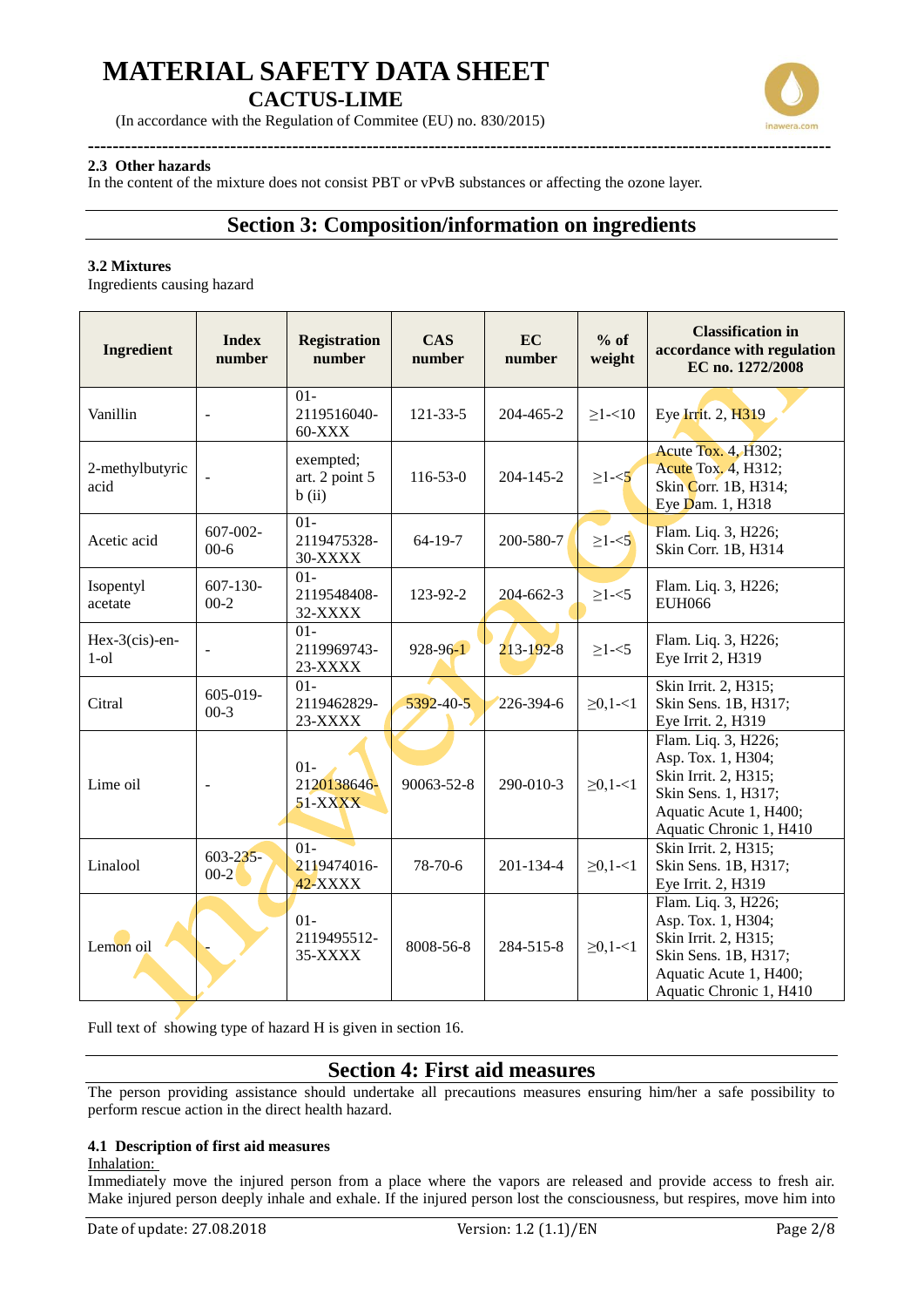# MATERIAL SAFETY DATA SHEET

## CACTUS-LIME

(In accordance with the Regulation of Commitee (EU) no. 830/2015)

### 2.3 Other hazards

In the content of the mixture does not consist PBT or vPvB substances or affecting the ozone layer.

## Section 3: Composition/information on ingredients

### 3.2 Mixtures

Ingredients causing hazard

| Ingredient | Index number | Registration number | CAS number | EC number | % of weight | Classification in accordance with regulation EC no. 1272/2008 |
|---|---|---|---|---|---|---|
| Vanillin | - | 01-2119516040-60-XXX | 121-33-5 | 204-465-2 | ≥1-<10 | Eye Irrit. 2, H319 |
| 2-methylbutyric acid | - | exempted; art. 2 point 5 b (ii) | 116-53-0 | 204-145-2 | ≥1-<5 | Acute Tox. 4, H302; Acute Tox. 4, H312; Skin Corr. 1B, H314; Eye Dam. 1, H318 |
| Acetic acid | 607-002-00-6 | 01-2119475328-30-XXXX | 64-19-7 | 200-580-7 | ≥1-<5 | Flam. Liq. 3, H226; Skin Corr. 1B, H314 |
| Isopentyl acetate | 607-130-00-2 | 01-2119548408-32-XXXX | 123-92-2 | 204-662-3 | ≥1-<5 | Flam. Liq. 3, H226; EUH066 |
| Hex-3(cis)-en-1-ol | - | 01-2119969743-23-XXXX | 928-96-1 | 213-192-8 | ≥1-<5 | Flam. Liq. 3, H226; Eye Irrit 2, H319 |
| Citral | 605-019-00-3 | 01-2119462829-23-XXXX | 5392-40-5 | 226-394-6 | ≥0,1-<1 | Skin Irrit. 2, H315; Skin Sens. 1B, H317; Eye Irrit. 2, H319 |
| Lime oil | - | 01-2120138646-51-XXXX | 90063-52-8 | 290-010-3 | ≥0,1-<1 | Flam. Liq. 3, H226; Asp. Tox. 1, H304; Skin Irrit. 2, H315; Skin Sens. 1, H317; Aquatic Acute 1, H400; Aquatic Chronic 1, H410 |
| Linalool | 603-235-00-2 | 01-2119474016-42-XXXX | 78-70-6 | 201-134-4 | ≥0,1-<1 | Skin Irrit. 2, H315; Skin Sens. 1B, H317; Eye Irrit. 2, H319 |
| Lemon oil | - | 01-2119495512-35-XXXX | 8008-56-8 | 284-515-8 | ≥0,1-<1 | Flam. Liq. 3, H226; Asp. Tox. 1, H304; Skin Irrit. 2, H315; Skin Sens. 1B, H317; Aquatic Acute 1, H400; Aquatic Chronic 1, H410 |

Full text of showing type of hazard H is given in section 16.

## Section 4: First aid measures

The person providing assistance should undertake all precautions measures ensuring him/her a safe possibility to perform rescue action in the direct health hazard.

### 4.1 Description of first aid measures

Inhalation:

Immediately move the injured person from a place where the vapors are released and provide access to fresh air. Make injured person deeply inhale and exhale. If the injured person lost the consciousness, but respires, move him into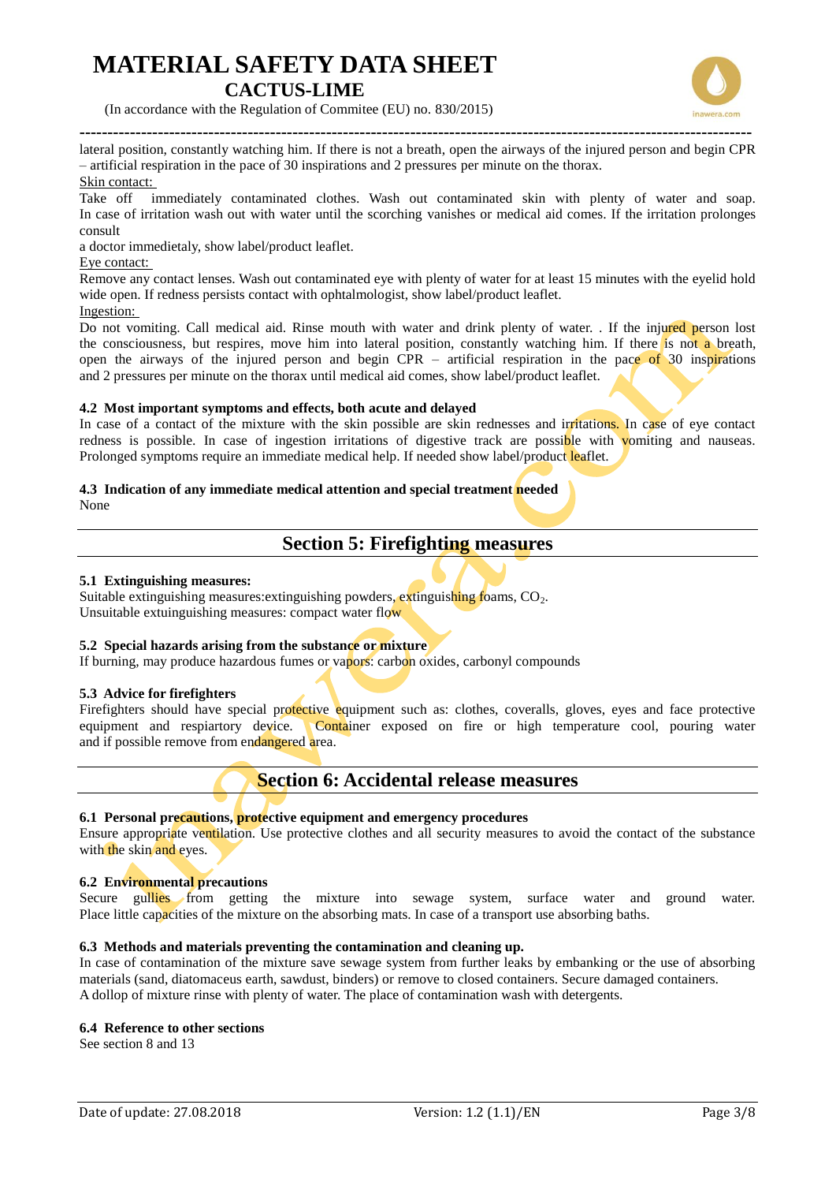lateral position, constantly watching him. If there is not a breath, open the airways of the injured person and begin CPR – artificial respiration in the pace of 30 inspirations and 2 pressures per minute on the thorax.

Skin contact:

Take off immediately contaminated clothes. Wash out contaminated skin with plenty of water and soap. In case of irritation wash out with water until the scorching vanishes or medical aid comes. If the irritation prolonges consult

a doctor immedietaly, show label/product leaflet.

Eye contact:

Remove any contact lenses. Wash out contaminated eye with plenty of water for at least 15 minutes with the eyelid hold wide open. If redness persists contact with ophtalmologist, show label/product leaflet.

Ingestion:

Do not vomiting. Call medical aid. Rinse mouth with water and drink plenty of water. . If the injured person lost the consciousness, but respires, move him into lateral position, constantly watching him. If there is not a breath, open the airways of the injured person and begin CPR – artificial respiration in the pace of 30 inspirations and 2 pressures per minute on the thorax until medical aid comes, show label/product leaflet.

**4.2 Most important symptoms and effects, both acute and delayed**

In case of a contact of the mixture with the skin possible are skin rednesses and irritations. In case of eye contact redness is possible. In case of ingestion irritations of digestive track are possible with vomiting and nauseas. Prolonged symptoms require an immediate medical help. If needed show label/product leaflet.

**4.3 Indication of any immediate medical attention and special treatment needed**

None

## Section 5: Firefighting measures

**5.1 Extinguishing measures:**

Suitable extinguishing measures:extinguishing powders, extinguishing foams, $CO_2$.

Unsuitable extuinguishing measures: compact water flow

**5.2 Special hazards arising from the substance or mixture**

If burning, may produce hazardous fumes or vapors: carbon oxides, carbonyl compounds

**5.3 Advice for firefighters**

Firefighters should have special protective equipment such as: clothes, coveralls, gloves, eyes and face protective equipment and respiartory device. Container exposed on fire or high temperature cool, pouring water and if possible remove from endangered area.

## Section 6: Accidental release measures

**6.1 Personal precautions, protective equipment and emergency procedures**

Ensure appropriate ventilation. Use protective clothes and all security measures to avoid the contact of the substance with the skin and eyes.

**6.2 Environmental precautions**

Secure gullies from getting the mixture into sewage system, surface water and ground water. Place little capacities of the mixture on the absorbing mats. In case of a transport use absorbing baths.

**6.3 Methods and materials preventing the contamination and cleaning up.**

In case of contamination of the mixture save sewage system from further leaks by embanking or the use of absorbing materials (sand, diatomaceus earth, sawdust, binders) or remove to closed containers. Secure damaged containers.
A dollop of mixture rinse with plenty of water. The place of contamination wash with detergents.

**6.4 Reference to other sections**

See section 8 and 13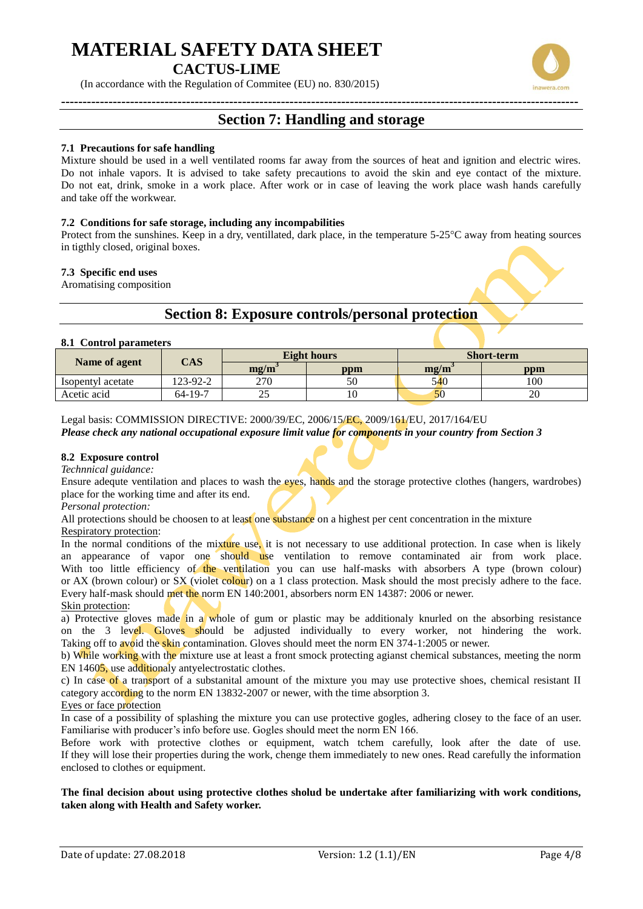## Section 7: Handling and storage

**7.1 Precautions for safe handling**

Mixture should be used in a well ventilated rooms far away from the sources of heat and ignition and electric wires. Do not inhale vapors. It is advised to take safety precautions to avoid the skin and eye contact of the mixture. Do not eat, drink, smoke in a work place. After work or in case of leaving the work place wash hands carefully and take off the workwear.

**7.2 Conditions for safe storage, including any incompabilities**

Protect from the sunshines. Keep in a dry, ventillated, dark place, in the temperature 5-25°C away from heating sources in tigthly closed, original boxes.

**7.3 Specific end uses**

Aromatising composition

## Section 8: Exposure controls/personal protection

**8.1 Control parameters**

| Name of agent | CAS | Eight hours | | Short-term | |
|---|---|---|---|---|---|
| | | mg/m$^3$ | ppm | mg/m$^3$ | ppm |
| Isopentyl acetate | 123-92-2 | 270 | 50 | 540 | 100 |
| Acetic acid | 64-19-7 | 25 | 10 | 50 | 20 |

Legal basis: COMMISSION DIRECTIVE: 2000/39/EC, 2006/15/EC, 2009/161/EU, 2017/164/EU

***Please check any national occupational exposure limit value for components in your country from Section 3***

**8.2 Exposure control**

*Technnical guidance:*

Ensure adequte ventilation and places to wash the eyes, hands and the storage protective clothes (hangers, wardrobes) place for the working time and after its end.

*Personal protection:*

All protections should be choosen to at least one substance on a highest per cent concentration in the mixture

Respiratory protection:

In the normal conditions of the mixture use, it is not necessary to use additional protection. In case when is likely an appearance of vapor one should use ventilation to remove contaminated air from work place. With too little efficiency of the ventilation you can use half-masks with absorbers A type (brown colour) or AX (brown colour) or SX (violet colour) on a 1 class protection. Mask should the most precisly adhere to the face. Every half-mask should met the norm EN 140:2001, absorbers norm EN 14387: 2006 or newer.

Skin protection:

a) Protective gloves made in a whole of gum or plastic may be additionaly knurled on the absorbing resistance on the 3 level. Gloves should be adjusted individually to every worker, not hindering the work. Taking off to avoid the skin contamination. Gloves should meet the norm EN 374-1:2005 or newer.

b) While working with the mixture use at least a front smock protecting agianst chemical substances, meeting the norm EN 14605, use additionaly antyelectrostatic clothes.

c) In case of a transport of a substanital amount of the mixture you may use protective shoes, chemical resistant II category according to the norm EN 13832-2007 or newer, with the time absorption 3.

Eyes or face protection

In case of a possibility of splashing the mixture you can use protective gogles, adhering closey to the face of an user. Familiarise with producer's info before use. Gogles should meet the norm EN 166.

Before work with protective clothes or equipment, watch tchem carefully, look after the date of use. If they will lose their properties during the work, chenge them immediately to new ones. Read carefully the information enclosed to clothes or equipment.

**The final decision about using protective clothes sholud be undertake after familiarizing with work conditions, taken along with Health and Safety worker.**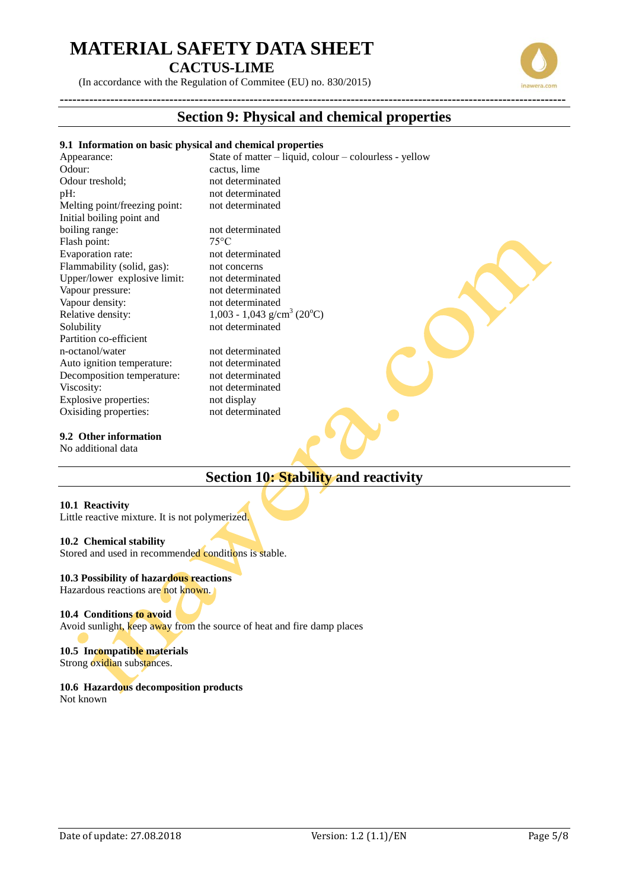# MATERIAL SAFETY DATA SHEET

## CACTUS-LIME

(In accordance with the Regulation of Commitee (EU) no. 830/2015)

## Section 9: Physical and chemical properties

### 9.1 Information on basic physical and chemical properties

| | |
|---|---|
| Appearance: | State of matter – liquid, colour – colourless - yellow |
| Odour: | cactus, lime |
| Odour treshold; | not determinated |
| pH: | not determinated |
| Melting point/freezing point: | not determinated |
| Initial boiling point and boiling range: | not determinated |
| Flash point: | 75°C |
| Evaporation rate: | not determinated |
| Flammability (solid, gas): | not concerns |
| Upper/lower explosive limit: | not determinated |
| Vapour pressure: | not determinated |
| Vapour density: | not determinated |
| Relative density: | 1,003 - 1,043 $g/cm^3$ ($20^oC$) |
| Solubility | not determinated |
| Partition co-efficient n-octanol/water | not determinated |
| Auto ignition temperature: | not determinated |
| Decomposition temperature: | not determinated |
| Viscosity: | not determinated |
| Explosive properties: | not display |
| Oxisiding properties: | not determinated |

### 9.2 Other information

No additional data

## Section 10: Stability and reactivity

### 10.1 Reactivity

Little reactive mixture. It is not polymerized.

### 10.2 Chemical stability

Stored and used in recommended conditions is stable.

### 10.3 Possibility of hazardous reactions

Hazardous reactions are not known.

### 10.4 Conditions to avoid

Avoid sunlight, keep away from the source of heat and fire damp places

### 10.5 Incompatible materials

Strong oxidian substances.

### 10.6 Hazardous decomposition products

Not known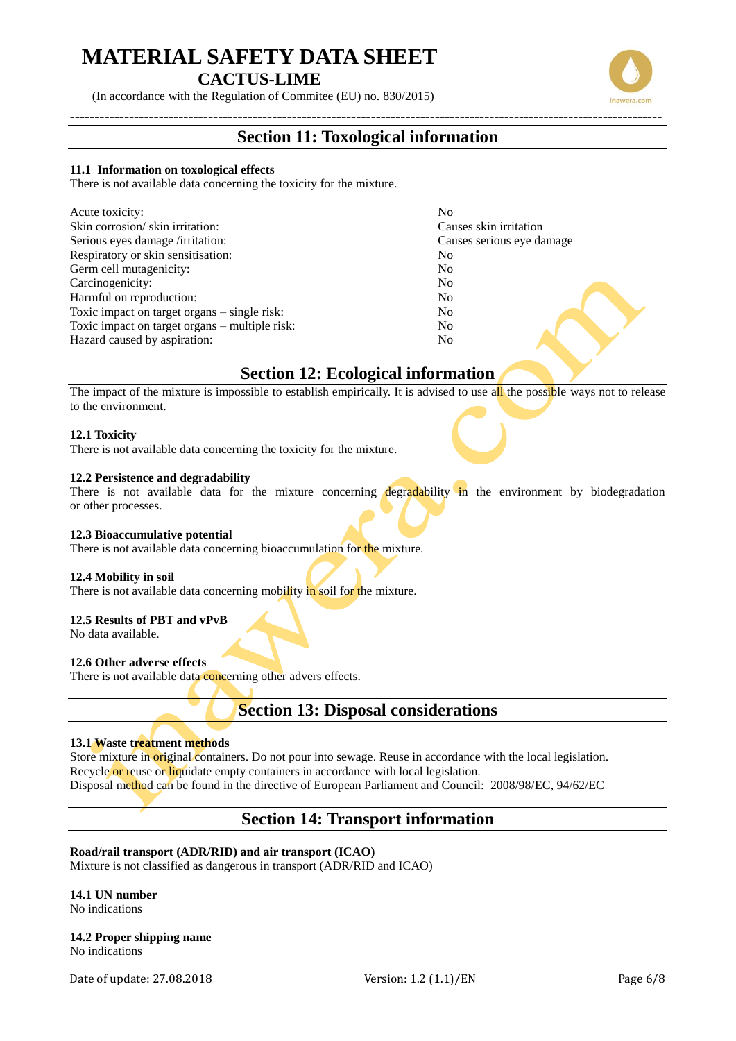## Section 11: Toxological information

### 11.1 Information on toxological effects

There is not available data concerning the toxicity for the mixture.

| | |
|---|---|
| Acute toxicity: | No |
| Skin corrosion/ skin irritation: | Causes skin irritation |
| Serious eyes damage /irritation: | Causes serious eye damage |
| Respiratory or skin sensitisation: | No |
| Germ cell mutagenicity: | No |
| Carcinogenicity: | No |
| Harmful on reproduction: | No |
| Toxic impact on target organs – single risk: | No |
| Toxic impact on target organs – multiple risk: | No |
| Hazard caused by aspiration: | No |

## Section 12: Ecological information

The impact of the mixture is impossible to establish empirically. It is advised to use all the possible ways not to release to the environment.

### 12.1 Toxicity

There is not available data concerning the toxicity for the mixture.

### 12.2 Persistence and degradability

There is not available data for the mixture concerning degradability in the environment by biodegradation or other processes.

### 12.3 Bioaccumulative potential

There is not available data concerning bioaccumulation for the mixture.

### 12.4 Mobility in soil

There is not available data concerning mobility in soil for the mixture.

### 12.5 Results of PBT and vPvB

No data available.

### 12.6 Other adverse effects

There is not available data concerning other advers effects.

## Section 13: Disposal considerations

### 13.1 Waste treatment methods

Store mixture in original containers. Do not pour into sewage. Reuse in accordance with the local legislation.
Recycle or reuse or liquidate empty containers in accordance with local legislation.
Disposal method can be found in the directive of European Parliament and Council: 2008/98/EC, 94/62/EC

## Section 14: Transport information

**Road/rail transport (ADR/RID) and air transport (ICAO)**

Mixture is not classified as dangerous in transport (ADR/RID and ICAO)

### 14.1 UN number

No indications

### 14.2 Proper shipping name

No indications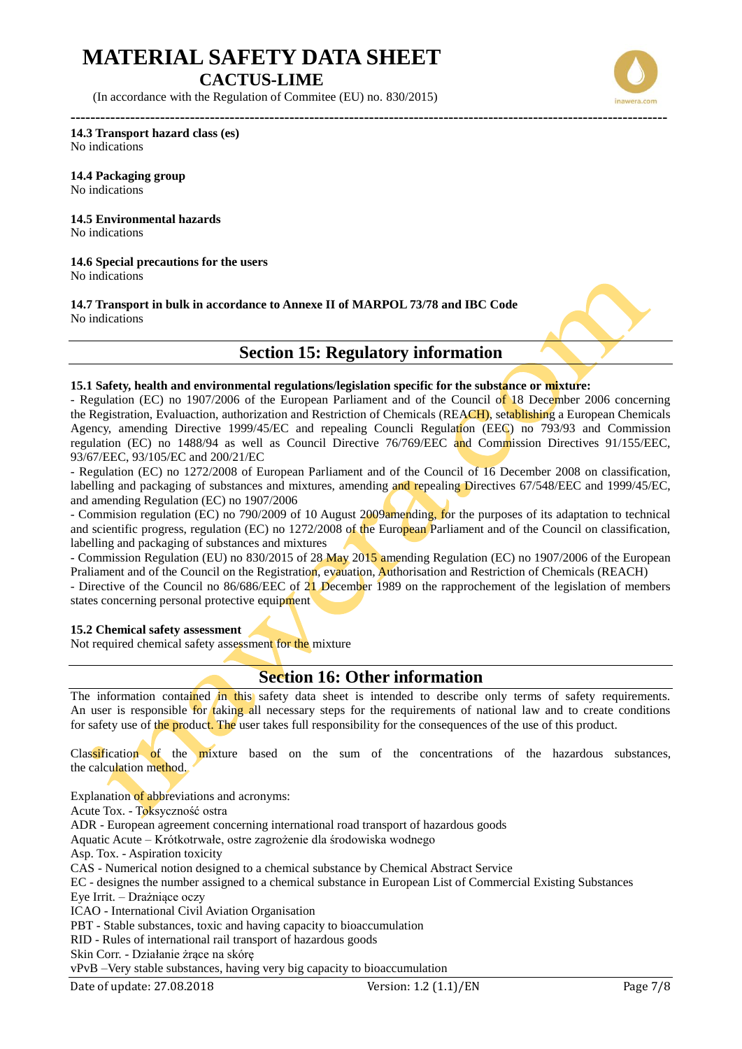**14.3 Transport hazard class (es)**
No indications

**14.4 Packaging group**
No indications

**14.5 Environmental hazards**
No indications

**14.6 Special precautions for the users**
No indications

**14.7 Transport in bulk in accordance to Annexe II of MARPOL 73/78 and IBC Code**
No indications

## Section 15: Regulatory information

**15.1 Safety, health and environmental regulations/legislation specific for the substance or mixture:**

- Regulation (EC) no 1907/2006 of the European Parliament and of the Council of 18 December 2006 concerning the Registration, Evaluaction, authorization and Restriction of Chemicals (REACH), setablishing a European Chemicals Agency, amending Directive 1999/45/EC and repealing Councli Regulation (EEC) no 793/93 and Commission regulation (EC) no 1488/94 as well as Council Directive 76/769/EEC and Commission Directives 91/155/EEC, 93/67/EEC, 93/105/EC and 200/21/EC
- Regulation (EC) no 1272/2008 of European Parliament and of the Council of 16 December 2008 on classification, labelling and packaging of substances and mixtures, amending and repealing Directives 67/548/EEC and 1999/45/EC, and amending Regulation (EC) no 1907/2006
- Commision regulation (EC) no 790/2009 of 10 August 2009amending, for the purposes of its adaptation to technical and scientific progress, regulation (EC) no 1272/2008 of the European Parliament and of the Council on classification, labelling and packaging of substances and mixtures
- Commission Regulation (EU) no 830/2015 of 28 May 2015 amending Regulation (EC) no 1907/2006 of the European Praliament and of the Council on the Registration, evauation, Authorisation and Restriction of Chemicals (REACH)
- Directive of the Council no 86/686/EEC of 21 December 1989 on the rapprochement of the legislation of members states concerning personal protective equipment

**15.2 Chemical safety assessment**
Not required chemical safety assessment for the mixture

## Section 16: Other information

The information contained in this safety data sheet is intended to describe only terms of safety requirements. An user is responsible for taking all necessary steps for the requirements of national law and to create conditions for safety use of the product. The user takes full responsibility for the consequences of the use of this product.

Classification of the mixture based on the sum of the concentrations of the hazardous substances, the calculation method.

Explanation of abbreviations and acronyms:
Acute Tox. - Toksyczność ostra
ADR - European agreement concerning international road transport of hazardous goods
Aquatic Acute – Krótkotrwałe, ostre zagrożenie dla środowiska wodnego
Asp. Tox. - Aspiration toxicity
CAS - Numerical notion designed to a chemical substance by Chemical Abstract Service
EC - designes the number assigned to a chemical substance in European List of Commercial Existing Substances
Eye Irrit. – Drażniące oczy
ICAO - International Civil Aviation Organisation
PBT - Stable substances, toxic and having capacity to bioaccumulation
RID - Rules of international rail transport of hazardous goods
Skin Corr. - Działanie żrące na skórę
vPvB –Very stable substances, having very big capacity to bioaccumulation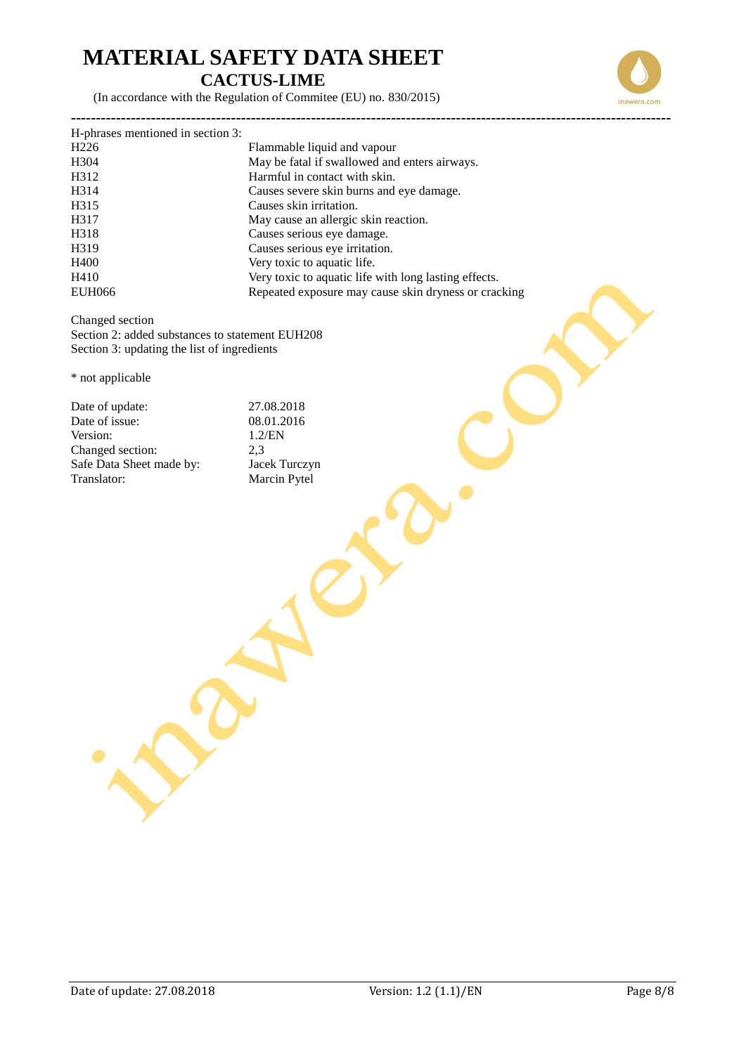H-phrases mentioned in section 3:

| | |
|---|---|
| H226 | Flammable liquid and vapour |
| H304 | May be fatal if swallowed and enters airways. |
| H312 | Harmful in contact with skin. |
| H314 | Causes severe skin burns and eye damage. |
| H315 | Causes skin irritation. |
| H317 | May cause an allergic skin reaction. |
| H318 | Causes serious eye damage. |
| H319 | Causes serious eye irritation. |
| H400 | Very toxic to aquatic life. |
| H410 | Very toxic to aquatic life with long lasting effects. |
| EUH066 | Repeated exposure may cause skin dryness or cracking |

Changed section
Section 2: added substances to statement EUH208
Section 3: updating the list of ingredients

* not applicable

| | |
|---|---|
| Date of update: | 27.08.2018 |
| Date of issue: | 08.01.2016 |
| Version: | 1.2/EN |
| Changed section: | 2,3 |
| Safe Data Sheet made by: | Jacek Turczyn |
| Translator: | Marcin Pytel |